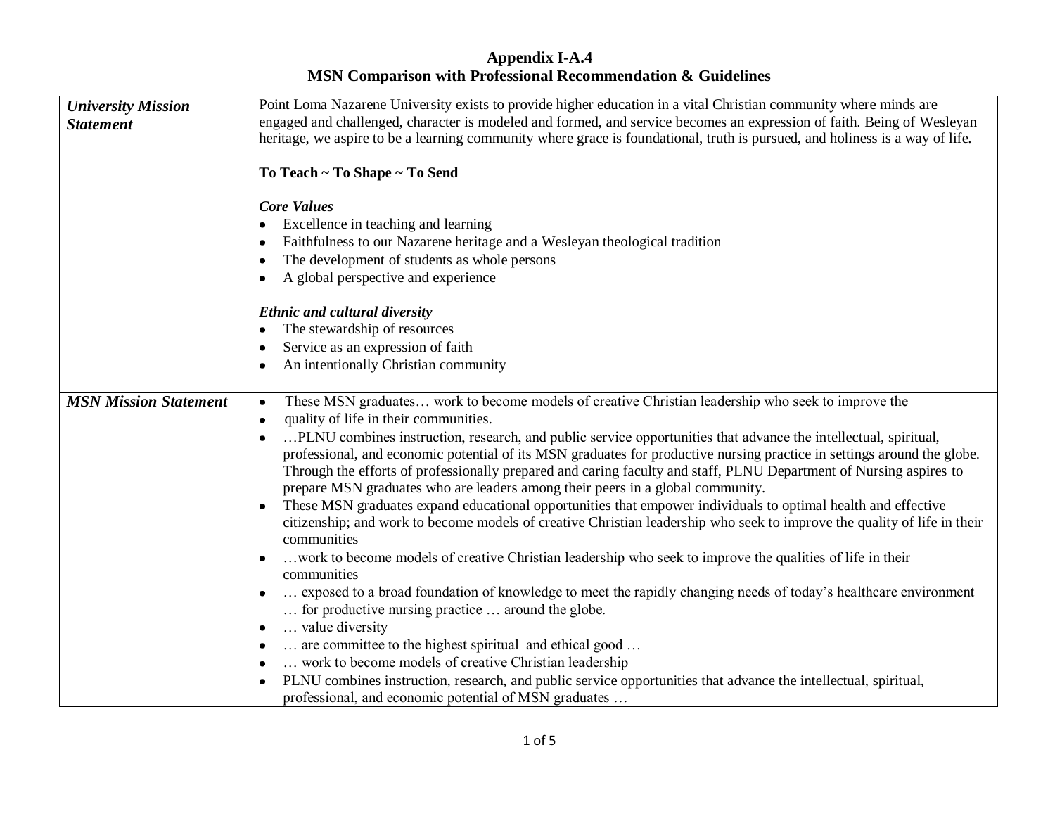# Appendix I-A.4
## MSN Comparison with Professional Recommendation & Guidelines

| | |
|---|---|
| ***University Mission Statement*** | Point Loma Nazarene University exists to provide higher education in a vital Christian community where minds are engaged and challenged, character is modeled and formed, and service becomes an expression of faith. Being of Wesleyan heritage, we aspire to be a learning community where grace is foundational, truth is pursued, and holiness is a way of life.<br><br>**To Teach ~ To Shape ~ To Send**<br><br>***Core Values***<br>• Excellence in teaching and learning<br>• Faithfulness to our Nazarene heritage and a Wesleyan theological tradition<br>• The development of students as whole persons<br>• A global perspective and experience<br><br>***Ethnic and cultural diversity***<br>• The stewardship of resources<br>• Service as an expression of faith<br>• An intentionally Christian community |
| ***MSN Mission Statement*** | • These MSN graduates… work to become models of creative Christian leadership who seek to improve the<br>• quality of life in their communities.<br>• …PLNU combines instruction, research, and public service opportunities that advance the intellectual, spiritual, professional, and economic potential of its MSN graduates for productive nursing practice in settings around the globe. Through the efforts of professionally prepared and caring faculty and staff, PLNU Department of Nursing aspires to prepare MSN graduates who are leaders among their peers in a global community.<br>• These MSN graduates expand educational opportunities that empower individuals to optimal health and effective citizenship; and work to become models of creative Christian leadership who seek to improve the quality of life in their communities<br>• …work to become models of creative Christian leadership who seek to improve the qualities of life in their communities<br>• … exposed to a broad foundation of knowledge to meet the rapidly changing needs of today's healthcare environment … for productive nursing practice … around the globe.<br>• … value diversity<br>• … are committee to the highest spiritual and ethical good …<br>• … work to become models of creative Christian leadership<br>• PLNU combines instruction, research, and public service opportunities that advance the intellectual, spiritual, professional, and economic potential of MSN graduates … |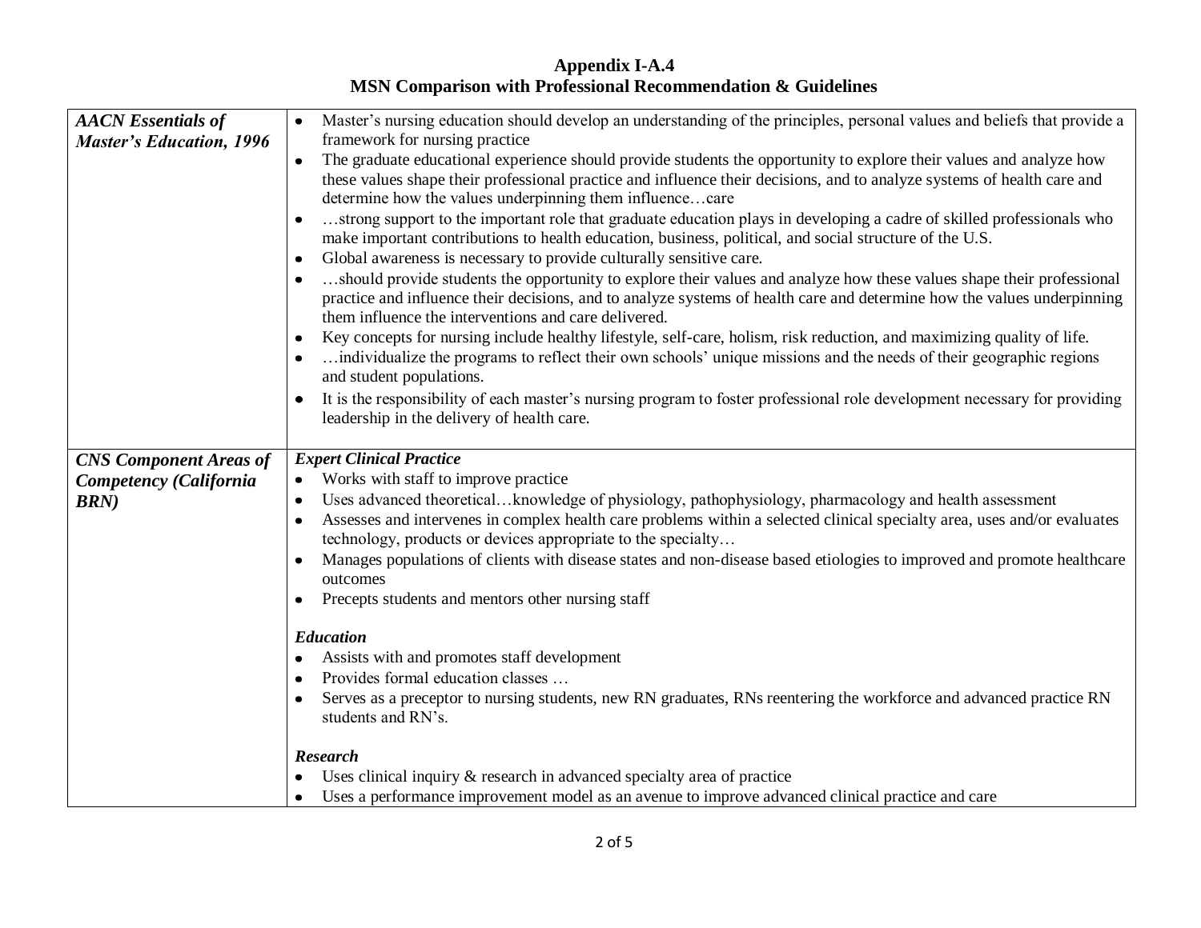## Appendix I-A.4
## MSN Comparison with Professional Recommendation & Guidelines

| | |
|---|---|
| ***AACN Essentials of Master's Education, 1996*** | • Master's nursing education should develop an understanding of the principles, personal values and beliefs that provide a framework for nursing practice<br>• The graduate educational experience should provide students the opportunity to explore their values and analyze how these values shape their professional practice and influence their decisions, and to analyze systems of health care and determine how the values underpinning them influence…care<br>• …strong support to the important role that graduate education plays in developing a cadre of skilled professionals who make important contributions to health education, business, political, and social structure of the U.S.<br>• Global awareness is necessary to provide culturally sensitive care.<br>• …should provide students the opportunity to explore their values and analyze how these values shape their professional practice and influence their decisions, and to analyze systems of health care and determine how the values underpinning them influence the interventions and care delivered.<br>• Key concepts for nursing include healthy lifestyle, self-care, holism, risk reduction, and maximizing quality of life.<br>• …individualize the programs to reflect their own schools' unique missions and the needs of their geographic regions and student populations.<br>• It is the responsibility of each master's nursing program to foster professional role development necessary for providing leadership in the delivery of health care. |
| ***CNS Component Areas of Competency (California BRN)*** | ***Expert Clinical Practice***<br>• Works with staff to improve practice<br>• Uses advanced theoretical…knowledge of physiology, pathophysiology, pharmacology and health assessment<br>• Assesses and intervenes in complex health care problems within a selected clinical specialty area, uses and/or evaluates technology, products or devices appropriate to the specialty…<br>• Manages populations of clients with disease states and non-disease based etiologies to improved and promote healthcare outcomes<br>• Precepts students and mentors other nursing staff<br><br>***Education***<br>• Assists with and promotes staff development<br>• Provides formal education classes …<br>• Serves as a preceptor to nursing students, new RN graduates, RNs reentering the workforce and advanced practice RN students and RN's.<br><br>***Research***<br>• Uses clinical inquiry & research in advanced specialty area of practice<br>• Uses a performance improvement model as an avenue to improve advanced clinical practice and care |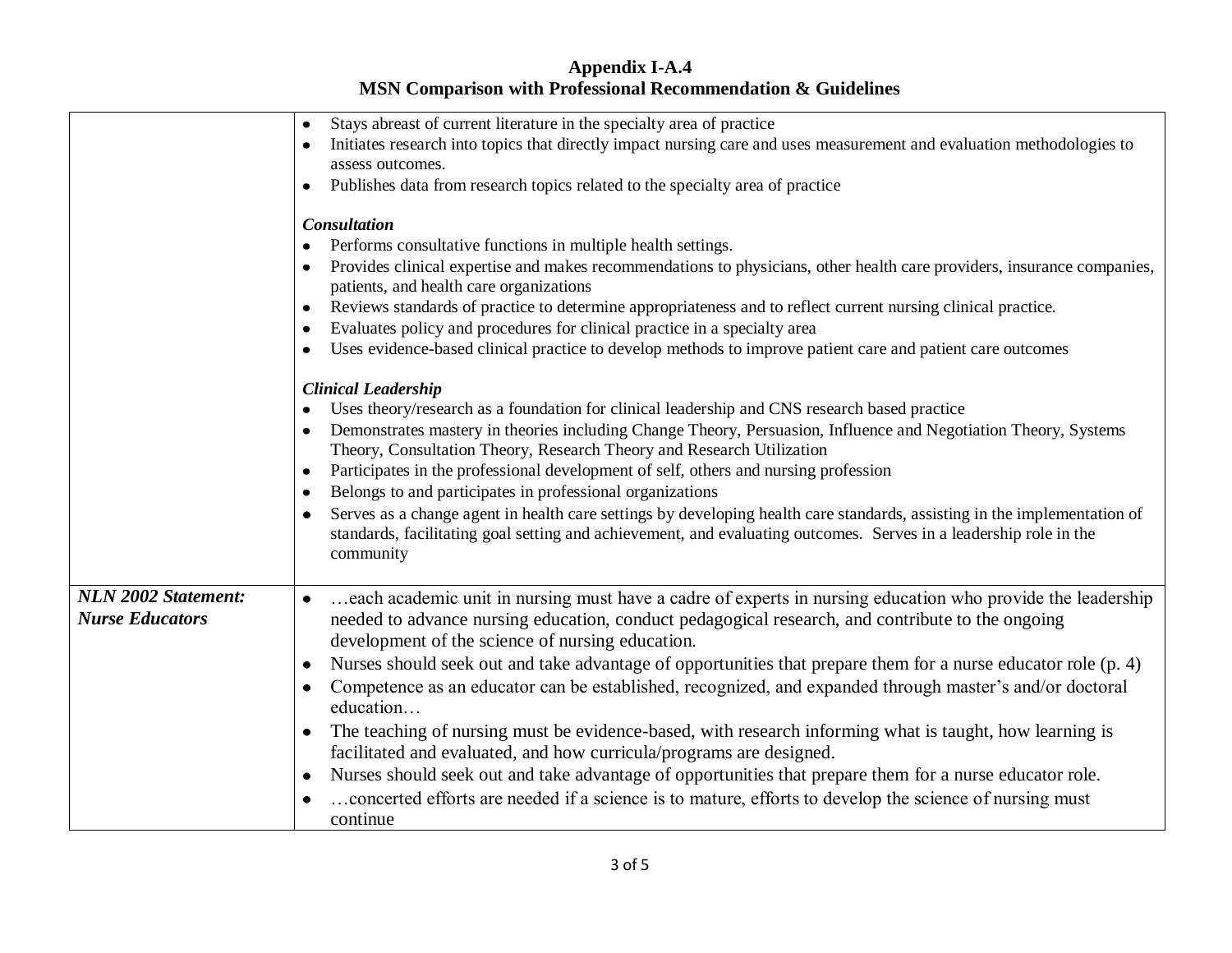## Appendix I-A.4
## MSN Comparison with Professional Recommendation & Guidelines

| | |
|---|---|
| | • Stays abreast of current literature in the specialty area of practice<br>• Initiates research into topics that directly impact nursing care and uses measurement and evaluation methodologies to assess outcomes.<br>• Publishes data from research topics related to the specialty area of practice<br><br>***Consultation***<br>• Performs consultative functions in multiple health settings.<br>• Provides clinical expertise and makes recommendations to physicians, other health care providers, insurance companies, patients, and health care organizations<br>• Reviews standards of practice to determine appropriateness and to reflect current nursing clinical practice.<br>• Evaluates policy and procedures for clinical practice in a specialty area<br>• Uses evidence-based clinical practice to develop methods to improve patient care and patient care outcomes<br><br>***Clinical Leadership***<br>• Uses theory/research as a foundation for clinical leadership and CNS research based practice<br>• Demonstrates mastery in theories including Change Theory, Persuasion, Influence and Negotiation Theory, Systems Theory, Consultation Theory, Research Theory and Research Utilization<br>• Participates in the professional development of self, others and nursing profession<br>• Belongs to and participates in professional organizations<br>• Serves as a change agent in health care settings by developing health care standards, assisting in the implementation of standards, facilitating goal setting and achievement, and evaluating outcomes. Serves in a leadership role in the community |
| ***NLN 2002 Statement: Nurse Educators*** | • …each academic unit in nursing must have a cadre of experts in nursing education who provide the leadership needed to advance nursing education, conduct pedagogical research, and contribute to the ongoing development of the science of nursing education.<br>• Nurses should seek out and take advantage of opportunities that prepare them for a nurse educator role (p. 4)<br>• Competence as an educator can be established, recognized, and expanded through master's and/or doctoral education…<br>• The teaching of nursing must be evidence-based, with research informing what is taught, how learning is facilitated and evaluated, and how curricula/programs are designed.<br>• Nurses should seek out and take advantage of opportunities that prepare them for a nurse educator role.<br>• …concerted efforts are needed if a science is to mature, efforts to develop the science of nursing must continue |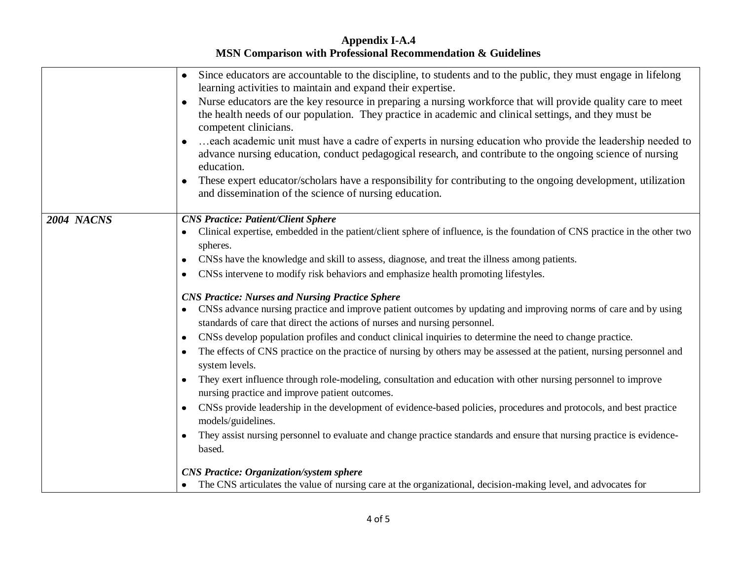# Appendix I-A.4
## MSN Comparison with Professional Recommendation & Guidelines

| | |
|---|---|
| | • Since educators are accountable to the discipline, to students and to the public, they must engage in lifelong learning activities to maintain and expand their expertise.<br>• Nurse educators are the key resource in preparing a nursing workforce that will provide quality care to meet the health needs of our population. They practice in academic and clinical settings, and they must be competent clinicians.<br>• …each academic unit must have a cadre of experts in nursing education who provide the leadership needed to advance nursing education, conduct pedagogical research, and contribute to the ongoing science of nursing education.<br>• These expert educator/scholars have a responsibility for contributing to the ongoing development, utilization and dissemination of the science of nursing education. |
| ***2004 NACNS*** | ***CNS Practice: Patient/Client Sphere***<br>• Clinical expertise, embedded in the patient/client sphere of influence, is the foundation of CNS practice in the other two spheres.<br>• CNSs have the knowledge and skill to assess, diagnose, and treat the illness among patients.<br>• CNSs intervene to modify risk behaviors and emphasize health promoting lifestyles.<br><br>***CNS Practice: Nurses and Nursing Practice Sphere***<br>• CNSs advance nursing practice and improve patient outcomes by updating and improving norms of care and by using standards of care that direct the actions of nurses and nursing personnel.<br>• CNSs develop population profiles and conduct clinical inquiries to determine the need to change practice.<br>• The effects of CNS practice on the practice of nursing by others may be assessed at the patient, nursing personnel and system levels.<br>• They exert influence through role-modeling, consultation and education with other nursing personnel to improve nursing practice and improve patient outcomes.<br>• CNSs provide leadership in the development of evidence-based policies, procedures and protocols, and best practice models/guidelines.<br>• They assist nursing personnel to evaluate and change practice standards and ensure that nursing practice is evidence-based.<br><br>***CNS Practice: Organization/system sphere***<br>• The CNS articulates the value of nursing care at the organizational, decision-making level, and advocates for |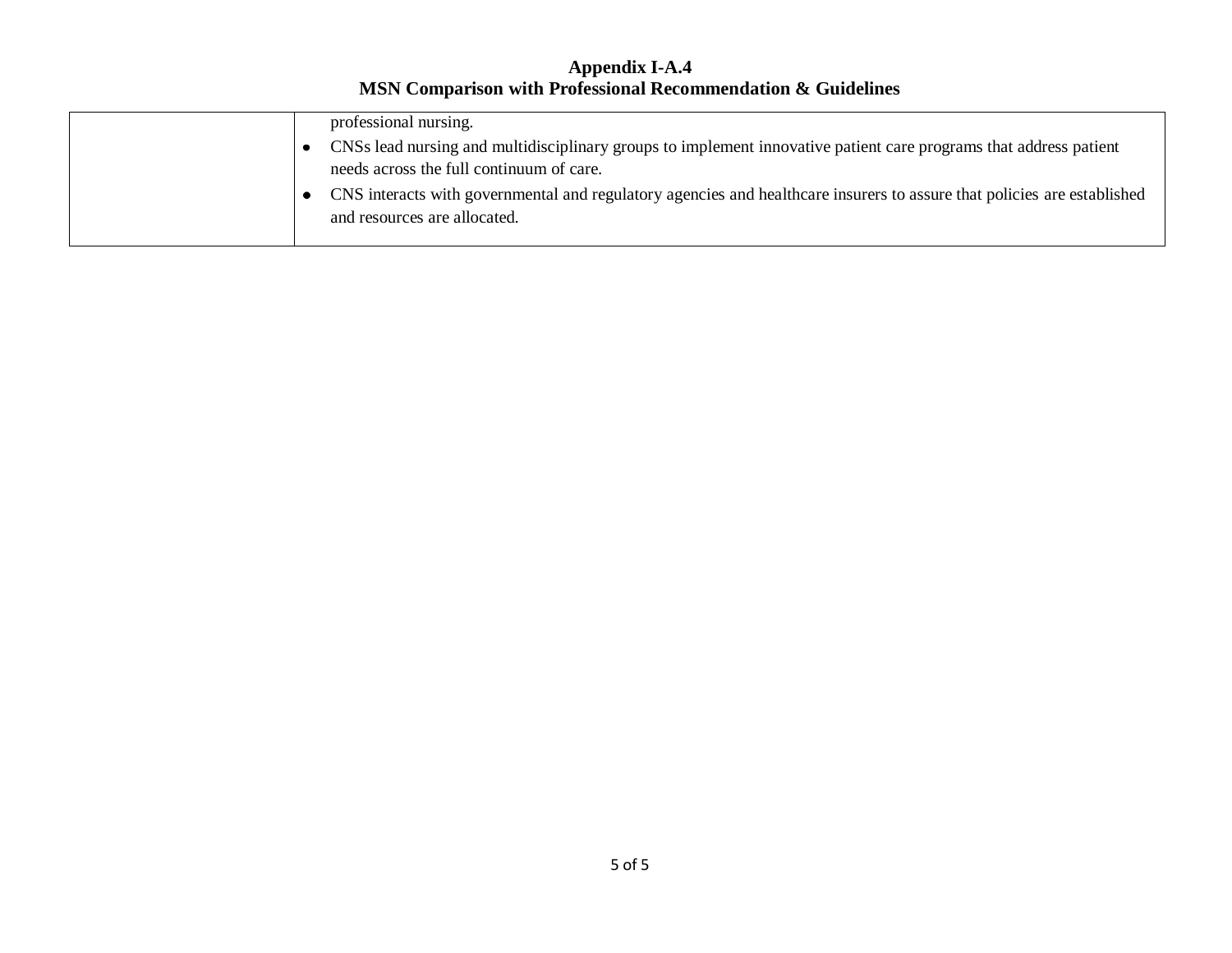| | |
|---|---|
| | professional nursing.<br>• CNSs lead nursing and multidisciplinary groups to implement innovative patient care programs that address patient needs across the full continuum of care.<br>• CNS interacts with governmental and regulatory agencies and healthcare insurers to assure that policies are established and resources are allocated. |